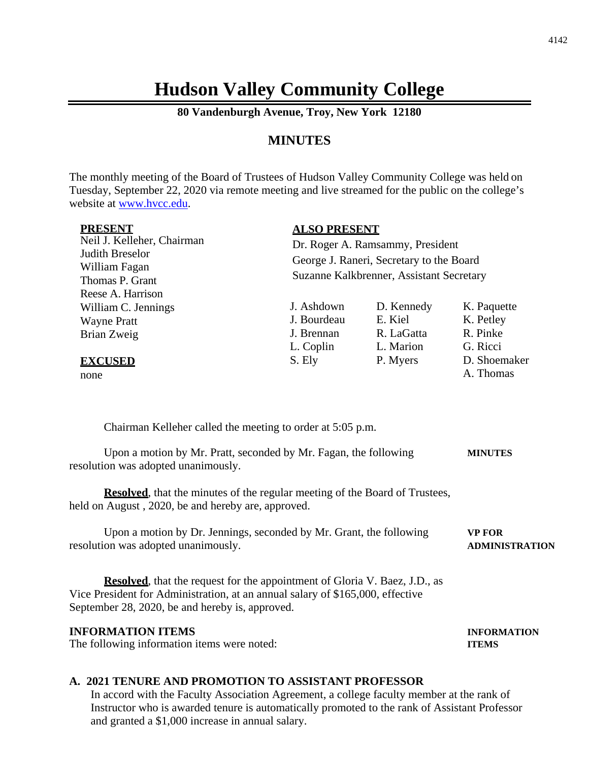# Hudson Valley Community College

**80 Vandenburgh Avenue, Troy, New York 12180**

## MINUTES

The monthly meeting of the Board of Trustees of Hudson Valley Community College was held on Tuesday, September 22, 2020 via remote meeting and live streamed for the public on the college's website at www.hvcc.edu.

**PRESENT**
Neil J. Kelleher, Chairman
Judith Breselor
William Fagan
Thomas P. Grant
Reese A. Harrison
William C. Jennings
Wayne Pratt
Brian Zweig

**EXCUSED**
none

**ALSO PRESENT**
Dr. Roger A. Ramsammy, President
George J. Raneri, Secretary to the Board
Suzanne Kalkbrenner, Assistant Secretary

| | | |
|---|---|---|
| J. Ashdown | D. Kennedy | K. Paquette |
| J. Bourdeau | E. Kiel | K. Petley |
| J. Brennan | R. LaGatta | R. Pinke |
| L. Coplin | L. Marion | G. Ricci |
| S. Ely | P. Myers | D. Shoemaker |
| | | A. Thomas |

Chairman Kelleher called the meeting to order at 5:05 p.m.

**MINUTES**

Upon a motion by Mr. Pratt, seconded by Mr. Fagan, the following resolution was adopted unanimously.

**Resolved**, that the minutes of the regular meeting of the Board of Trustees, held on August , 2020, be and hereby are, approved.

**VP FOR ADMINISTRATION**

Upon a motion by Dr. Jennings, seconded by Mr. Grant, the following resolution was adopted unanimously.

**Resolved**, that the request for the appointment of Gloria V. Baez, J.D., as Vice President for Administration, at an annual salary of $165,000, effective September 28, 2020, be and hereby is, approved.

**INFORMATION ITEMS**

The following information items were noted:

**A. 2021 TENURE AND PROMOTION TO ASSISTANT PROFESSOR**

In accord with the Faculty Association Agreement, a college faculty member at the rank of Instructor who is awarded tenure is automatically promoted to the rank of Assistant Professor and granted a $1,000 increase in annual salary.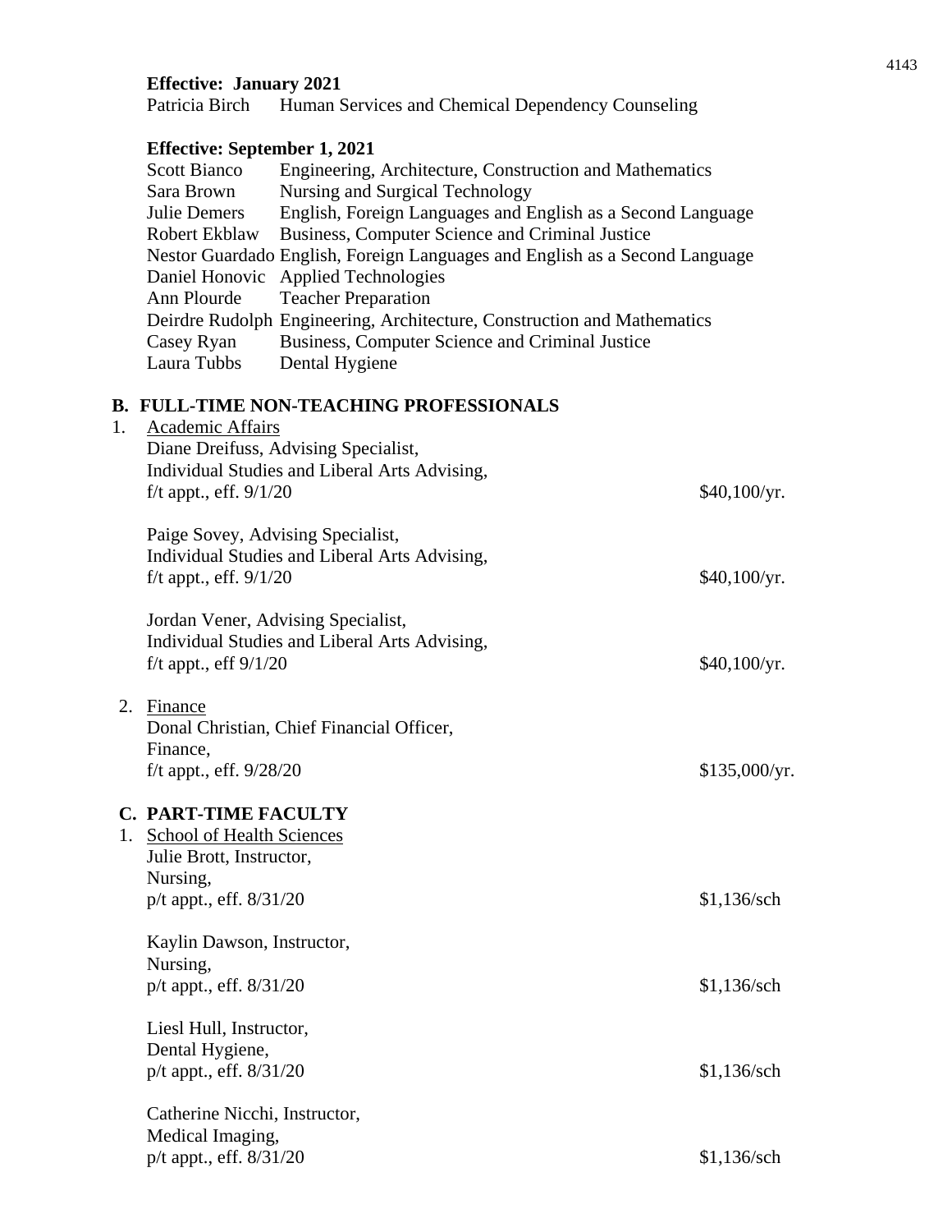**Effective: January 2021**

| | |
|---|---|
| Patricia Birch | Human Services and Chemical Dependency Counseling |

**Effective: September 1, 2021**

| | |
|---|---|
| Scott Bianco | Engineering, Architecture, Construction and Mathematics |
| Sara Brown | Nursing and Surgical Technology |
| Julie Demers | English, Foreign Languages and English as a Second Language |
| Robert Ekblaw | Business, Computer Science and Criminal Justice |
| Nestor Guardado | English, Foreign Languages and English as a Second Language |
| Daniel Honovic | Applied Technologies |
| Ann Plourde | Teacher Preparation |
| Deirdre Rudolph | Engineering, Architecture, Construction and Mathematics |
| Casey Ryan | Business, Computer Science and Criminal Justice |
| Laura Tubbs | Dental Hygiene |

## B. FULL-TIME NON-TEACHING PROFESSIONALS

1. Academic Affairs

   Diane Dreifuss, Advising Specialist,
   Individual Studies and Liberal Arts Advising,
   f/t appt., eff. 9/1/20 — $40,100/yr.

   Paige Sovey, Advising Specialist,
   Individual Studies and Liberal Arts Advising,
   f/t appt., eff. 9/1/20 — $40,100/yr.

   Jordan Vener, Advising Specialist,
   Individual Studies and Liberal Arts Advising,
   f/t appt., eff 9/1/20 — $40,100/yr.

2. Finance

   Donal Christian, Chief Financial Officer,
   Finance,
   f/t appt., eff. 9/28/20 — $135,000/yr.

## C. PART-TIME FACULTY

1. School of Health Sciences

   Julie Brott, Instructor,
   Nursing,
   p/t appt., eff. 8/31/20 — $1,136/sch

   Kaylin Dawson, Instructor,
   Nursing,
   p/t appt., eff. 8/31/20 — $1,136/sch

   Liesl Hull, Instructor,
   Dental Hygiene,
   p/t appt., eff. 8/31/20 — $1,136/sch

   Catherine Nicchi, Instructor,
   Medical Imaging,
   p/t appt., eff. 8/31/20 — $1,136/sch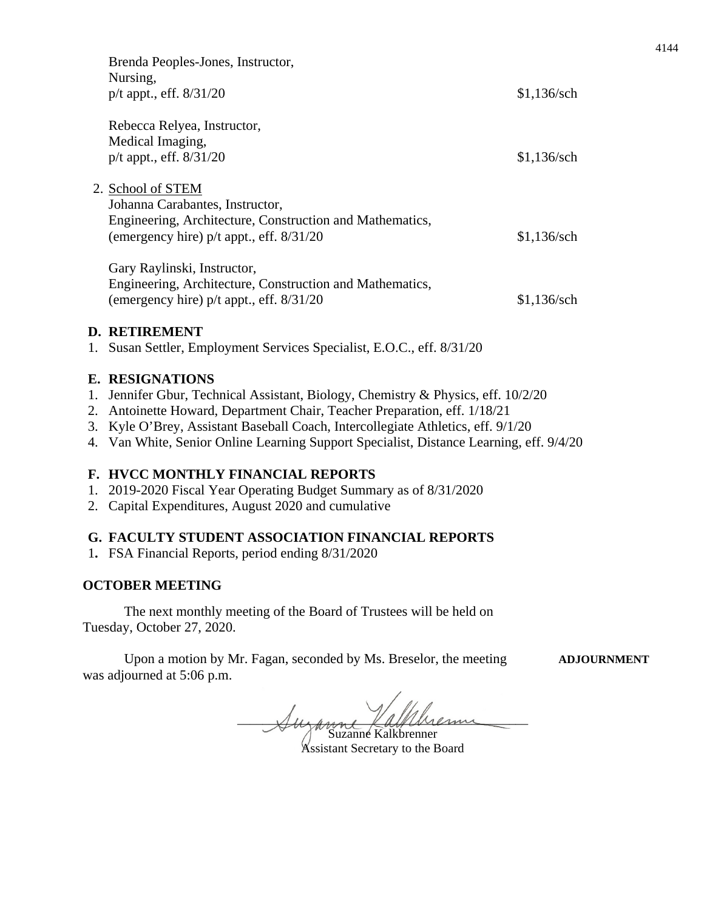Brenda Peoples-Jones, Instructor,
Nursing,
p/t appt., eff. 8/31/20 $1,136/sch

Rebecca Relyea, Instructor,
Medical Imaging,
p/t appt., eff. 8/31/20 $1,136/sch

2. School of STEM
   Johanna Carabantes, Instructor,
   Engineering, Architecture, Construction and Mathematics,
   (emergency hire) p/t appt., eff. 8/31/20 $1,136/sch

   Gary Raylinski, Instructor,
   Engineering, Architecture, Construction and Mathematics,
   (emergency hire) p/t appt., eff. 8/31/20 $1,136/sch

**D. RETIREMENT**

1. Susan Settler, Employment Services Specialist, E.O.C., eff. 8/31/20

**E. RESIGNATIONS**

1. Jennifer Gbur, Technical Assistant, Biology, Chemistry & Physics, eff. 10/2/20
2. Antoinette Howard, Department Chair, Teacher Preparation, eff. 1/18/21
3. Kyle O'Brey, Assistant Baseball Coach, Intercollegiate Athletics, eff. 9/1/20
4. Van White, Senior Online Learning Support Specialist, Distance Learning, eff. 9/4/20

**F. HVCC MONTHLY FINANCIAL REPORTS**

1. 2019-2020 Fiscal Year Operating Budget Summary as of 8/31/2020
2. Capital Expenditures, August 2020 and cumulative

**G. FACULTY STUDENT ASSOCIATION FINANCIAL REPORTS**

1. FSA Financial Reports, period ending 8/31/2020

**OCTOBER MEETING**

The next monthly meeting of the Board of Trustees will be held on Tuesday, October 27, 2020.

**ADJOURNMENT**

Upon a motion by Mr. Fagan, seconded by Ms. Breselor, the meeting was adjourned at 5:06 p.m.

Suzanne Kalkbrenner
Assistant Secretary to the Board